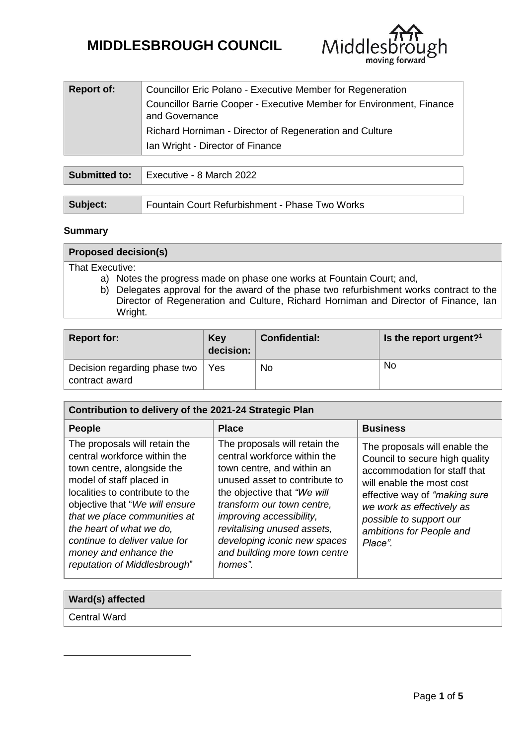# MIDDLESBROUGH COUNCIL

| **Report of:** | Councillor Eric Polano - Executive Member for Regeneration<br>Councillor Barrie Cooper - Executive Member for Environment, Finance and Governance<br>Richard Horniman - Director of Regeneration and Culture<br>Ian Wright - Director of Finance |
|---|---|

| **Submitted to:** | Executive - 8 March 2022 |
|---|---|

| **Subject:** | Fountain Court Refurbishment - Phase Two Works |
|---|---|

**Summary**

| **Proposed decision(s)** |
|---|
| That Executive:<br>a) Notes the progress made on phase one works at Fountain Court; and,<br>b) Delegates approval for the award of the phase two refurbishment works contract to the Director of Regeneration and Culture, Richard Horniman and Director of Finance, Ian Wright. |

| **Report for:** | **Key decision:** | **Confidential:** | **Is the report urgent?**[1] |
|---|---|---|---|
| Decision regarding phase two contract award | Yes | No | No |

| **Contribution to delivery of the 2021-24 Strategic Plan** | | |
|---|---|---|
| **People** | **Place** | **Business** |
| The proposals will retain the central workforce within the town centre, alongside the model of staff placed in localities to contribute to the objective that "*We will ensure that we place communities at the heart of what we do, continue to deliver value for money and enhance the reputation of Middlesbrough*" | The proposals will retain the central workforce within the town centre, and within an unused asset to contribute to the objective that *"We will transform our town centre, improving accessibility, revitalising unused assets, developing iconic new spaces and building more town centre homes".* | The proposals will enable the Council to secure high quality accommodation for staff that will enable the most cost effective way of *"making sure we work as effectively as possible to support our ambitions for People and Place".* |

| **Ward(s) affected** |
|---|
| Central Ward |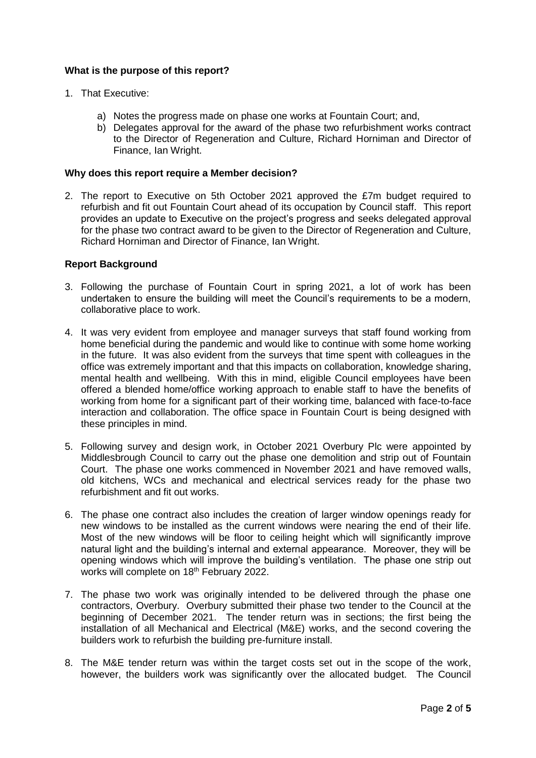**What is the purpose of this report?**

1. That Executive:

    a) Notes the progress made on phase one works at Fountain Court; and,
    b) Delegates approval for the award of the phase two refurbishment works contract to the Director of Regeneration and Culture, Richard Horniman and Director of Finance, Ian Wright.

**Why does this report require a Member decision?**

2. The report to Executive on 5th October 2021 approved the £7m budget required to refurbish and fit out Fountain Court ahead of its occupation by Council staff. This report provides an update to Executive on the project's progress and seeks delegated approval for the phase two contract award to be given to the Director of Regeneration and Culture, Richard Horniman and Director of Finance, Ian Wright.

**Report Background**

3. Following the purchase of Fountain Court in spring 2021, a lot of work has been undertaken to ensure the building will meet the Council's requirements to be a modern, collaborative place to work.

4. It was very evident from employee and manager surveys that staff found working from home beneficial during the pandemic and would like to continue with some home working in the future. It was also evident from the surveys that time spent with colleagues in the office was extremely important and that this impacts on collaboration, knowledge sharing, mental health and wellbeing. With this in mind, eligible Council employees have been offered a blended home/office working approach to enable staff to have the benefits of working from home for a significant part of their working time, balanced with face-to-face interaction and collaboration. The office space in Fountain Court is being designed with these principles in mind.

5. Following survey and design work, in October 2021 Overbury Plc were appointed by Middlesbrough Council to carry out the phase one demolition and strip out of Fountain Court. The phase one works commenced in November 2021 and have removed walls, old kitchens, WCs and mechanical and electrical services ready for the phase two refurbishment and fit out works.

6. The phase one contract also includes the creation of larger window openings ready for new windows to be installed as the current windows were nearing the end of their life. Most of the new windows will be floor to ceiling height which will significantly improve natural light and the building's internal and external appearance. Moreover, they will be opening windows which will improve the building's ventilation. The phase one strip out works will complete on 18th February 2022.

7. The phase two work was originally intended to be delivered through the phase one contractors, Overbury. Overbury submitted their phase two tender to the Council at the beginning of December 2021. The tender return was in sections; the first being the installation of all Mechanical and Electrical (M&E) works, and the second covering the builders work to refurbish the building pre-furniture install.

8. The M&E tender return was within the target costs set out in the scope of the work, however, the builders work was significantly over the allocated budget. The Council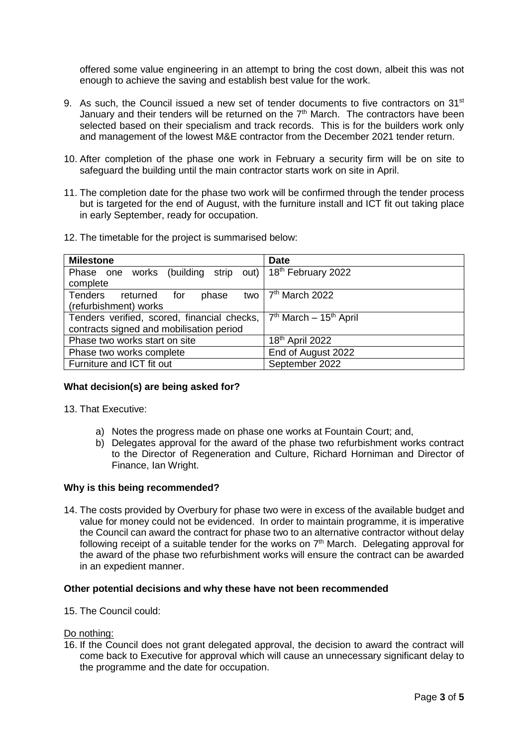offered some value engineering in an attempt to bring the cost down, albeit this was not enough to achieve the saving and establish best value for the work.

9. As such, the Council issued a new set of tender documents to five contractors on 31st January and their tenders will be returned on the 7th March. The contractors have been selected based on their specialism and track records. This is for the builders work only and management of the lowest M&E contractor from the December 2021 tender return.

10. After completion of the phase one work in February a security firm will be on site to safeguard the building until the main contractor starts work on site in April.

11. The completion date for the phase two work will be confirmed through the tender process but is targeted for the end of August, with the furniture install and ICT fit out taking place in early September, ready for occupation.

12. The timetable for the project is summarised below:

| Milestone | Date |
|---|---|
| Phase one works (building strip out) complete | 18th February 2022 |
| Tenders returned for phase two (refurbishment) works | 7th March 2022 |
| Tenders verified, scored, financial checks, contracts signed and mobilisation period | 7th March – 15th April |
| Phase two works start on site | 18th April 2022 |
| Phase two works complete | End of August 2022 |
| Furniture and ICT fit out | September 2022 |

**What decision(s) are being asked for?**

13. That Executive:

    a) Notes the progress made on phase one works at Fountain Court; and,
    b) Delegates approval for the award of the phase two refurbishment works contract to the Director of Regeneration and Culture, Richard Horniman and Director of Finance, Ian Wright.

**Why is this being recommended?**

14. The costs provided by Overbury for phase two were in excess of the available budget and value for money could not be evidenced. In order to maintain programme, it is imperative the Council can award the contract for phase two to an alternative contractor without delay following receipt of a suitable tender for the works on 7th March. Delegating approval for the award of the phase two refurbishment works will ensure the contract can be awarded in an expedient manner.

**Other potential decisions and why these have not been recommended**

15. The Council could:

Do nothing:

16. If the Council does not grant delegated approval, the decision to award the contract will come back to Executive for approval which will cause an unnecessary significant delay to the programme and the date for occupation.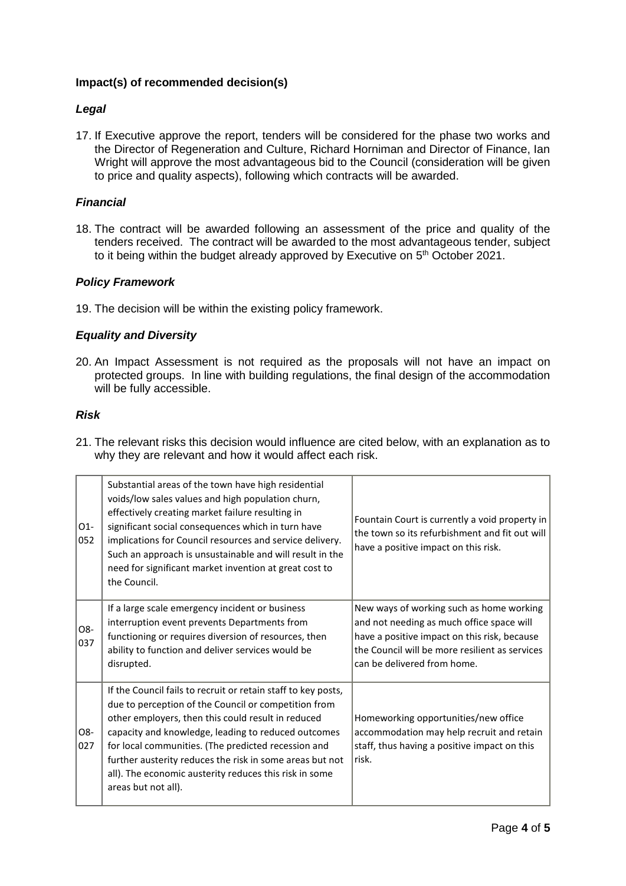**Impact(s) of recommended decision(s)**

***Legal***

17. If Executive approve the report, tenders will be considered for the phase two works and the Director of Regeneration and Culture, Richard Horniman and Director of Finance, Ian Wright will approve the most advantageous bid to the Council (consideration will be given to price and quality aspects), following which contracts will be awarded.

***Financial***

18. The contract will be awarded following an assessment of the price and quality of the tenders received. The contract will be awarded to the most advantageous tender, subject to it being within the budget already approved by Executive on 5th October 2021.

***Policy Framework***

19. The decision will be within the existing policy framework.

***Equality and Diversity***

20. An Impact Assessment is not required as the proposals will not have an impact on protected groups. In line with building regulations, the final design of the accommodation will be fully accessible.

***Risk***

21. The relevant risks this decision would influence are cited below, with an explanation as to why they are relevant and how it would affect each risk.

| | | |
|---|---|---|
| O1-052 | Substantial areas of the town have high residential voids/low sales values and high population churn, effectively creating market failure resulting in significant social consequences which in turn have implications for Council resources and service delivery. Such an approach is unsustainable and will result in the need for significant market invention at great cost to the Council. | Fountain Court is currently a void property in the town so its refurbishment and fit out will have a positive impact on this risk. |
| O8-037 | If a large scale emergency incident or business interruption event prevents Departments from functioning or requires diversion of resources, then ability to function and deliver services would be disrupted. | New ways of working such as home working and not needing as much office space will have a positive impact on this risk, because the Council will be more resilient as services can be delivered from home. |
| O8-027 | If the Council fails to recruit or retain staff to key posts, due to perception of the Council or competition from other employers, then this could result in reduced capacity and knowledge, leading to reduced outcomes for local communities. (The predicted recession and further austerity reduces the risk in some areas but not all). The economic austerity reduces this risk in some areas but not all). | Homeworking opportunities/new office accommodation may help recruit and retain staff, thus having a positive impact on this risk. |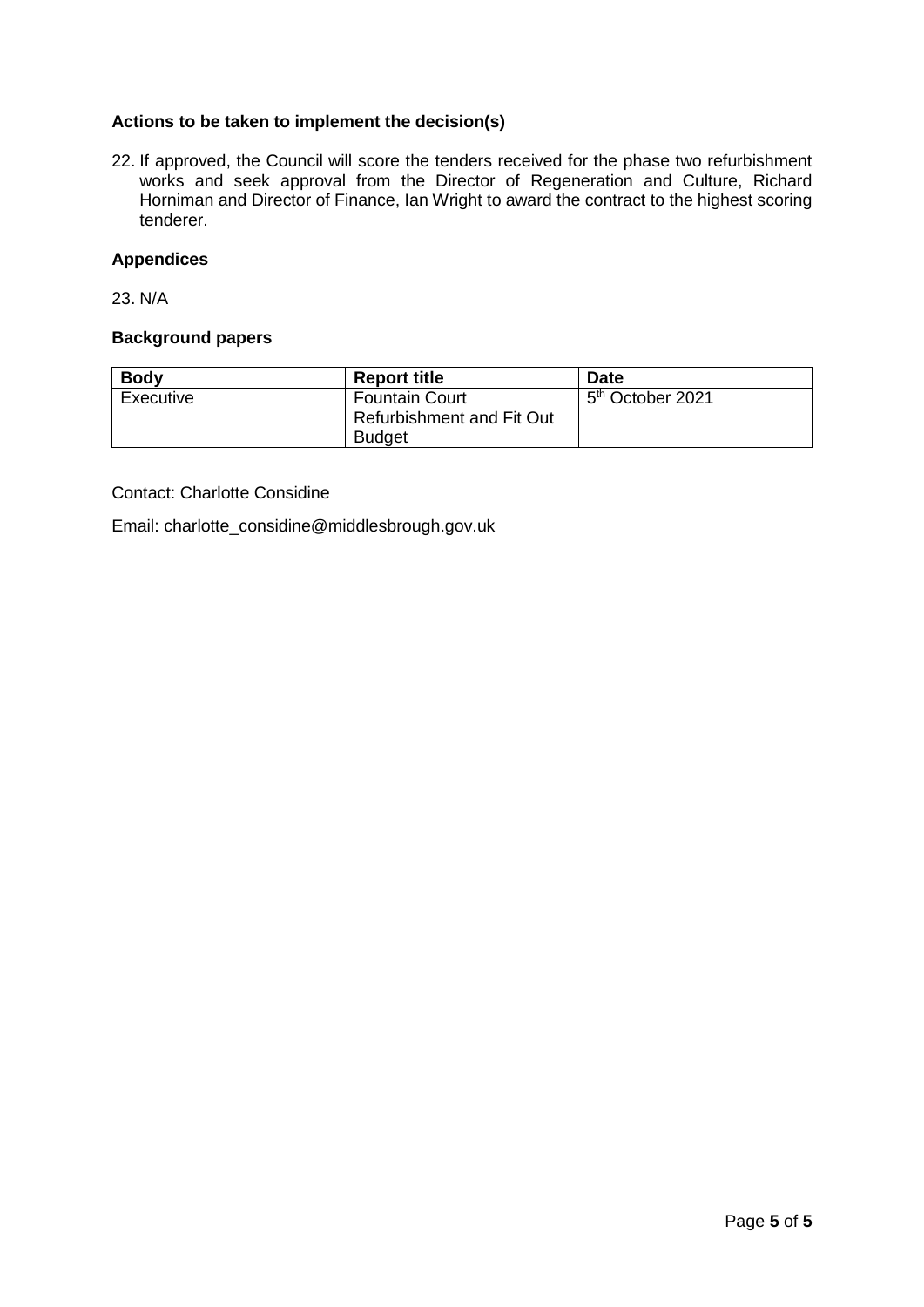**Actions to be taken to implement the decision(s)**

22. If approved, the Council will score the tenders received for the phase two refurbishment works and seek approval from the Director of Regeneration and Culture, Richard Horniman and Director of Finance, Ian Wright to award the contract to the highest scoring tenderer.

**Appendices**

23. N/A

**Background papers**

| Body | Report title | Date |
|---|---|---|
| Executive | Fountain Court Refurbishment and Fit Out Budget | 5th October 2021 |

Contact: Charlotte Considine

Email: charlotte_considine@middlesbrough.gov.uk